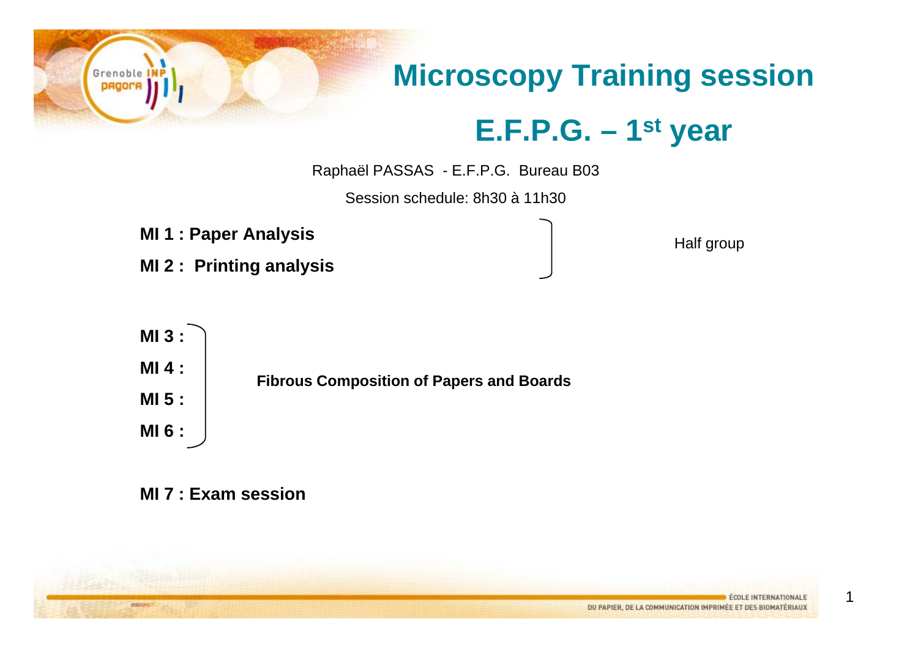# Microscopy Training session

## E.F.P.G. – 1st year

Raphaël PASSAS - E.F.P.G. Bureau B03

Session schedule: 8h30 à 11h30

**MI 1 : Paper Analysis**

**MI 2 : Printing analysis**

Half group

**MI 3 :**

**MI 4 :**

**MI 5 :**

**MI 6 :**

**Fibrous Composition of Papers and Boards**

**MI 7 : Exam session**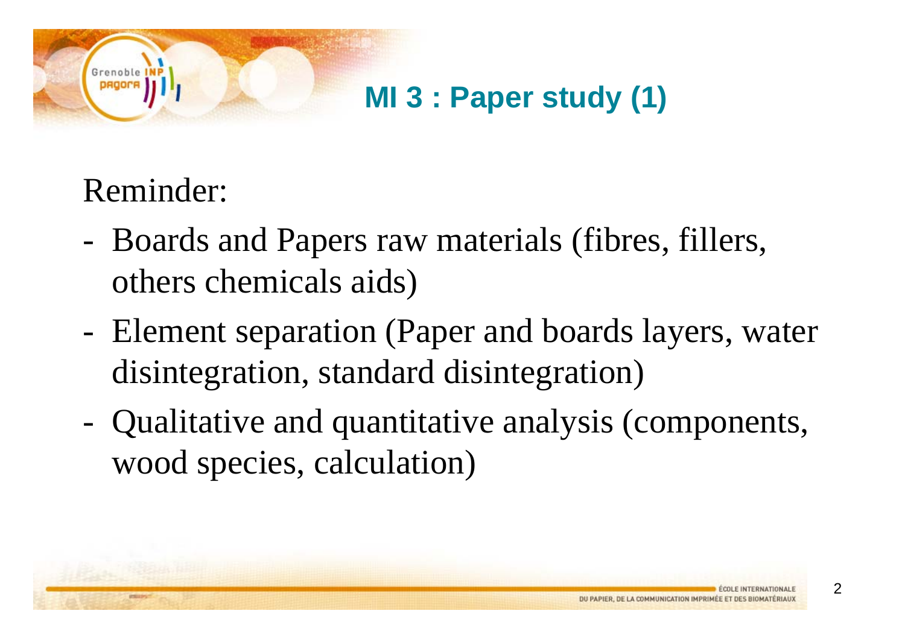## MI 3 : Paper study (1)

Reminder:

- Boards and Papers raw materials (fibres, fillers, others chemicals aids)
- Element separation (Paper and boards layers, water disintegration, standard disintegration)
- Qualitative and quantitative analysis (components, wood species, calculation)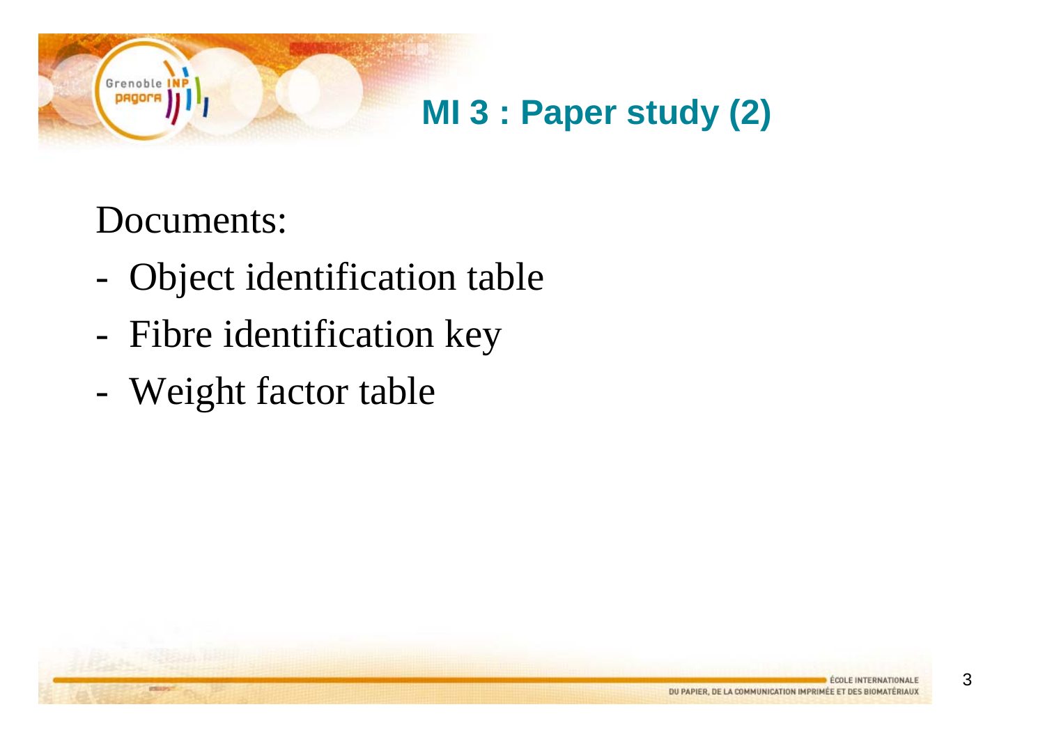# MI 3 : Paper study (2)

Documents:

- Object identification table
- Fibre identification key
- Weight factor table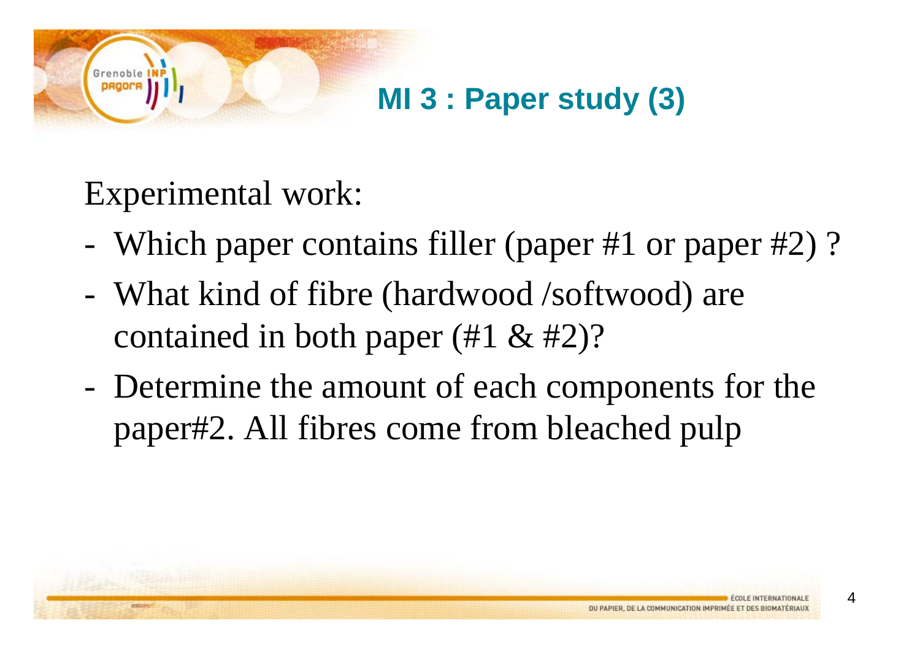# MI 3 : Paper study (3)

Experimental work:

- Which paper contains filler (paper #1 or paper #2) ?
- What kind of fibre (hardwood /softwood) are contained in both paper (#1 & #2)?
- Determine the amount of each components for the paper#2. All fibres come from bleached pulp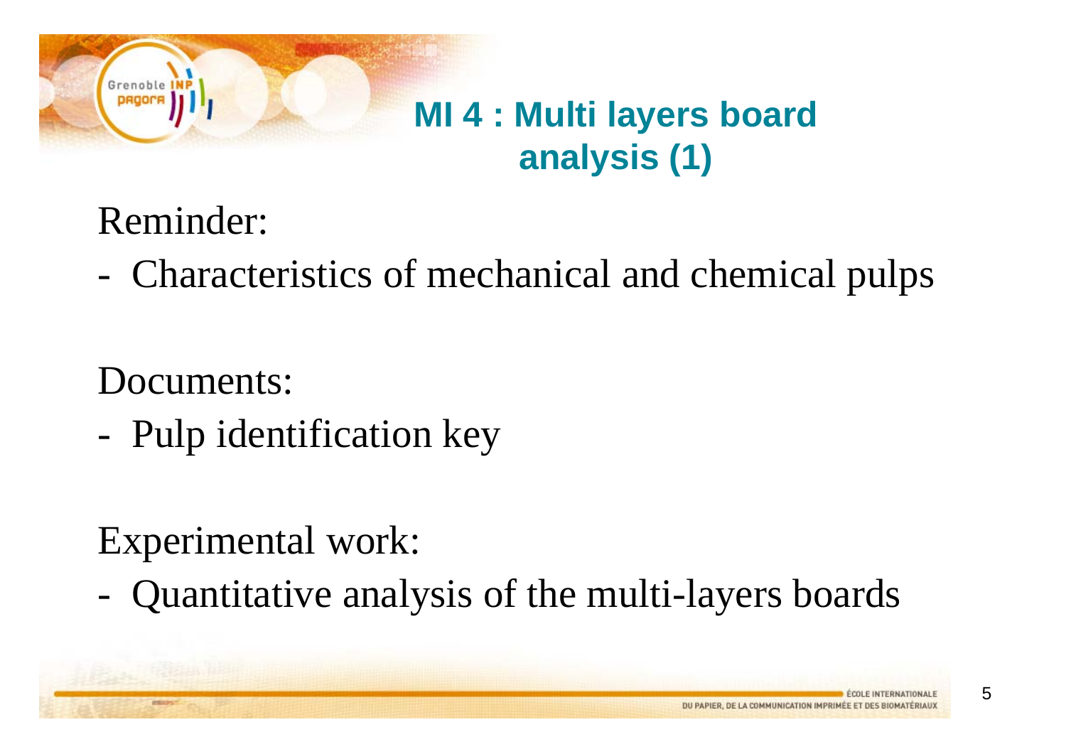# MI 4 : Multi layers board analysis (1)

Reminder:

- Characteristics of mechanical and chemical pulps

Documents:

- Pulp identification key

Experimental work:

- Quantitative analysis of the multi-layers boards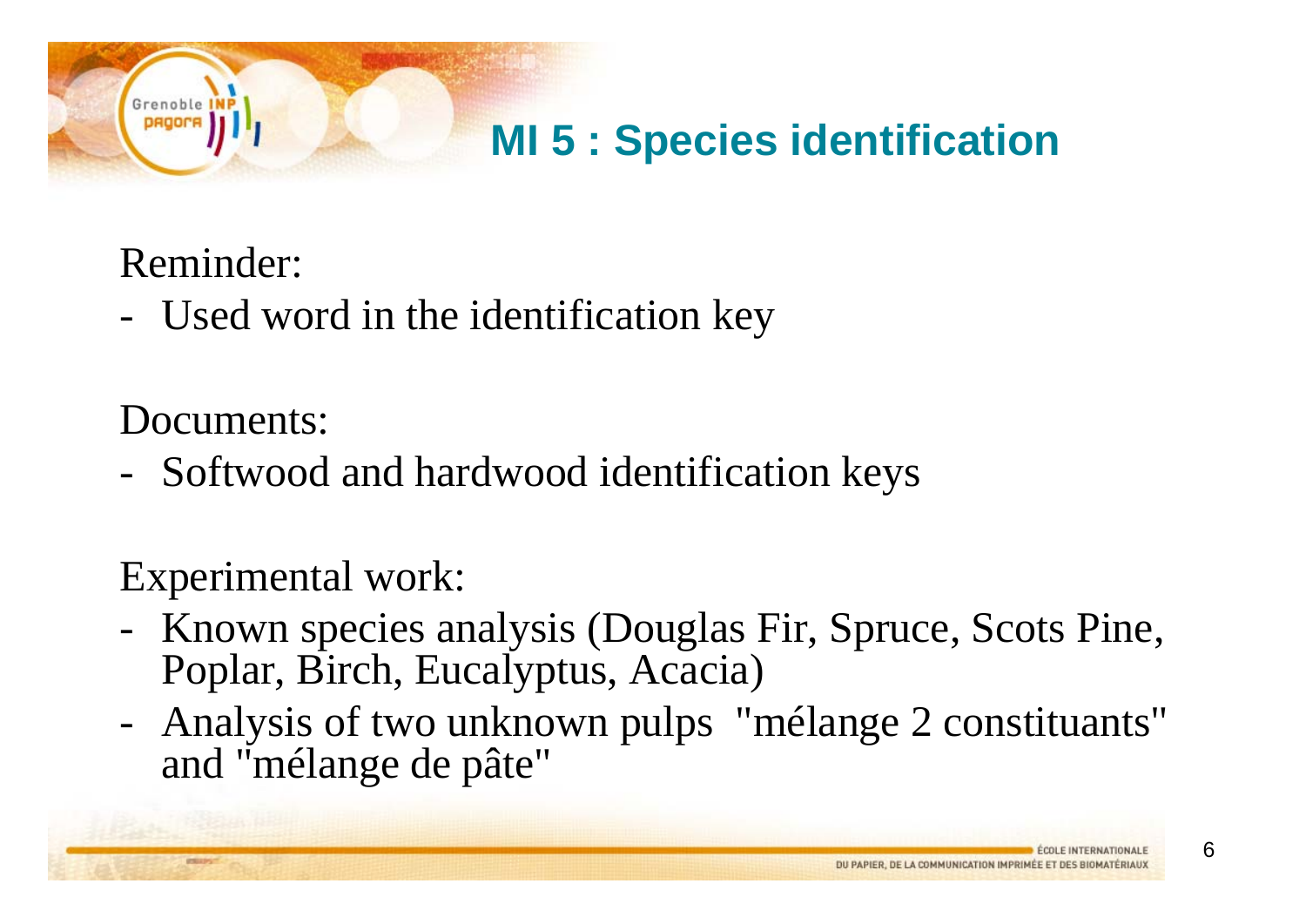# MI 5 : Species identification

Reminder:

- Used word in the identification key

Documents:

- Softwood and hardwood identification keys

Experimental work:

- Known species analysis (Douglas Fir, Spruce, Scots Pine, Poplar, Birch, Eucalyptus, Acacia)
- Analysis of two unknown pulps "mélange 2 constituants" and "mélange de pâte"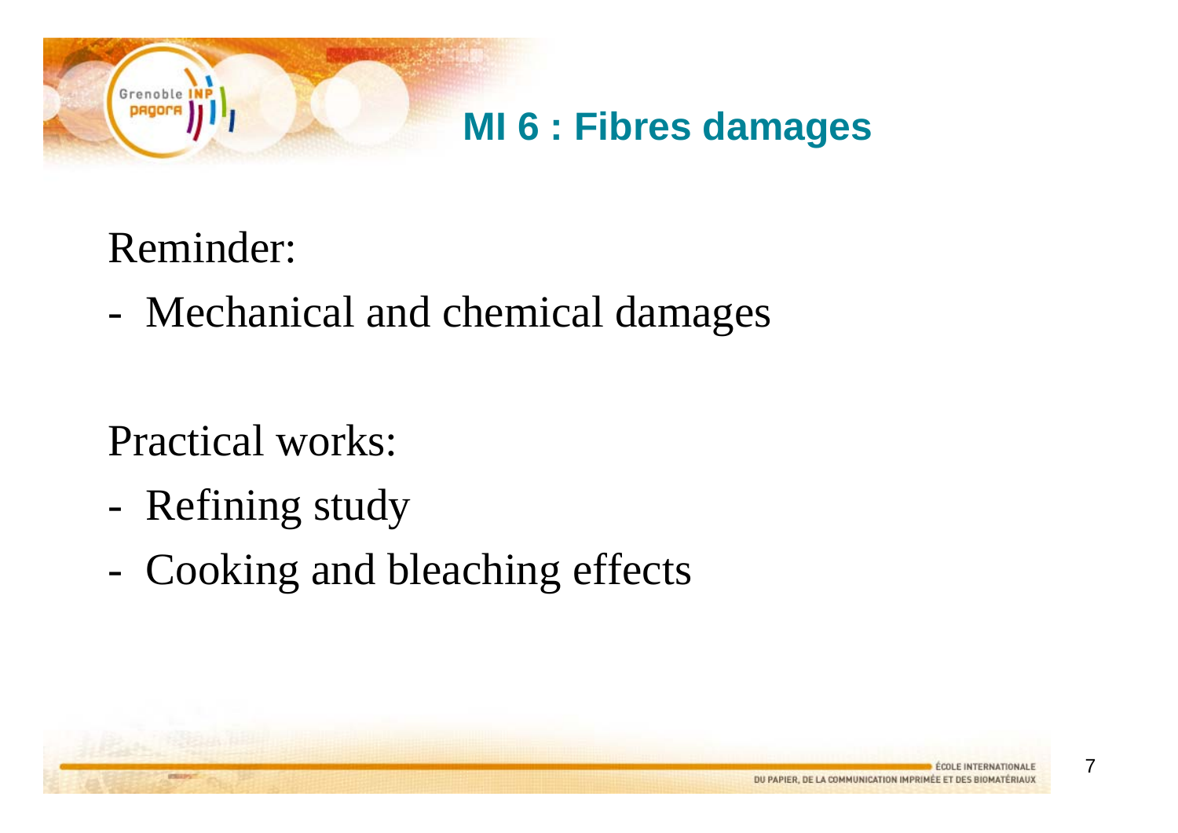# MI 6 : Fibres damages

Reminder:

- Mechanical and chemical damages

Practical works:

- Refining study
- Cooking and bleaching effects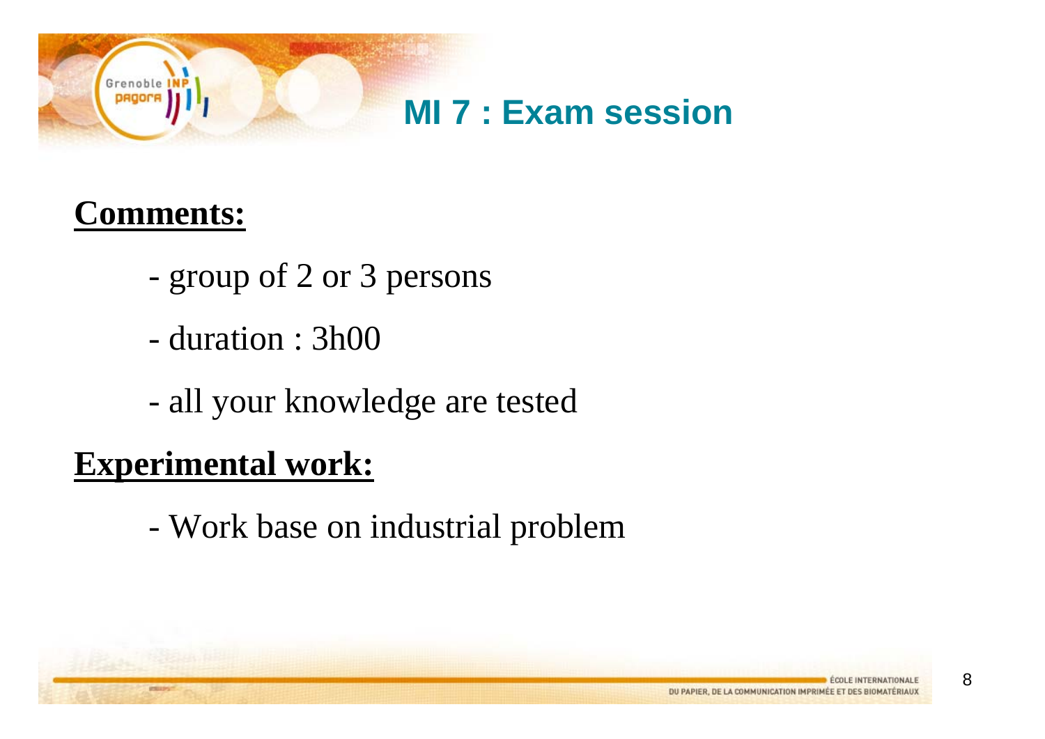# MI 7 : Exam session

**Comments:**

- group of 2 or 3 persons
- duration : 3h00
- all your knowledge are tested

**Experimental work:**

- Work base on industrial problem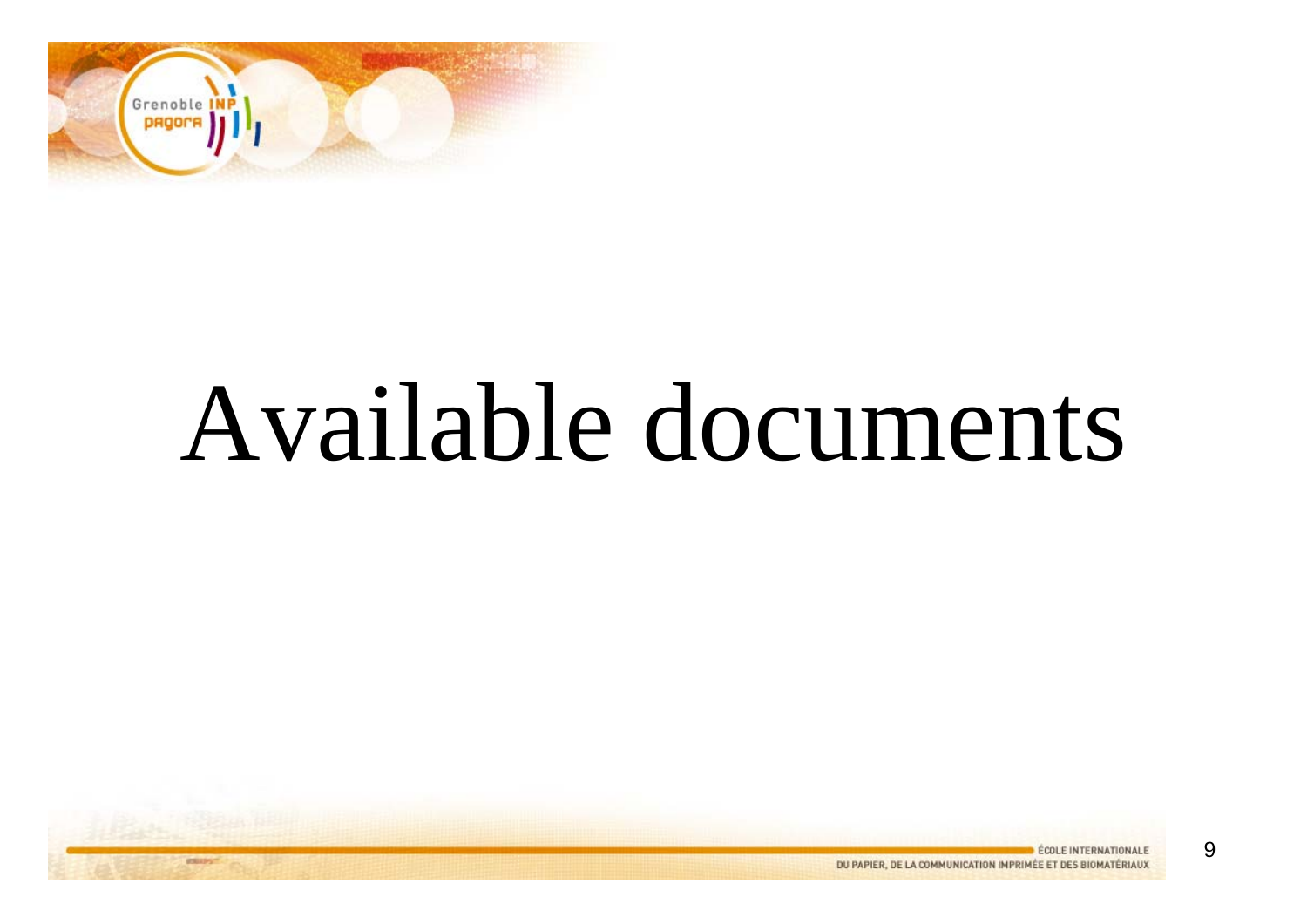# Available documents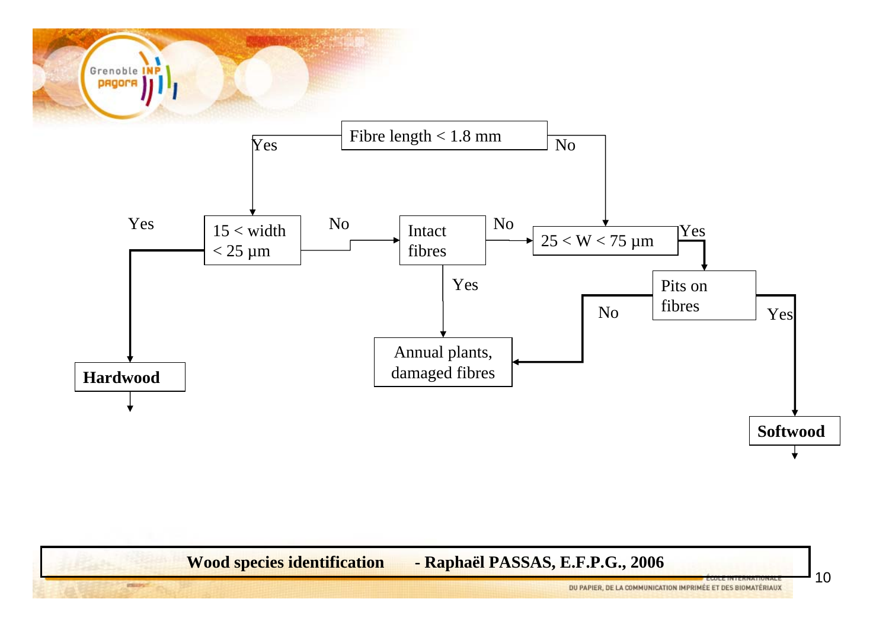Fibre length < 1.8 mm

- Yes → 15 < width < 25 µm
  - Yes → **Hardwood**
  - No → Intact fibres
    - Yes → Annual plants, damaged fibres
    - No → 25 < W < 75 µm
- No → 25 < W < 75 µm
  - Yes → Pits on fibres
    - Yes → **Softwood**
    - No → Annual plants, damaged fibres

**Wood species identification - Raphaël PASSAS, E.F.P.G., 2006**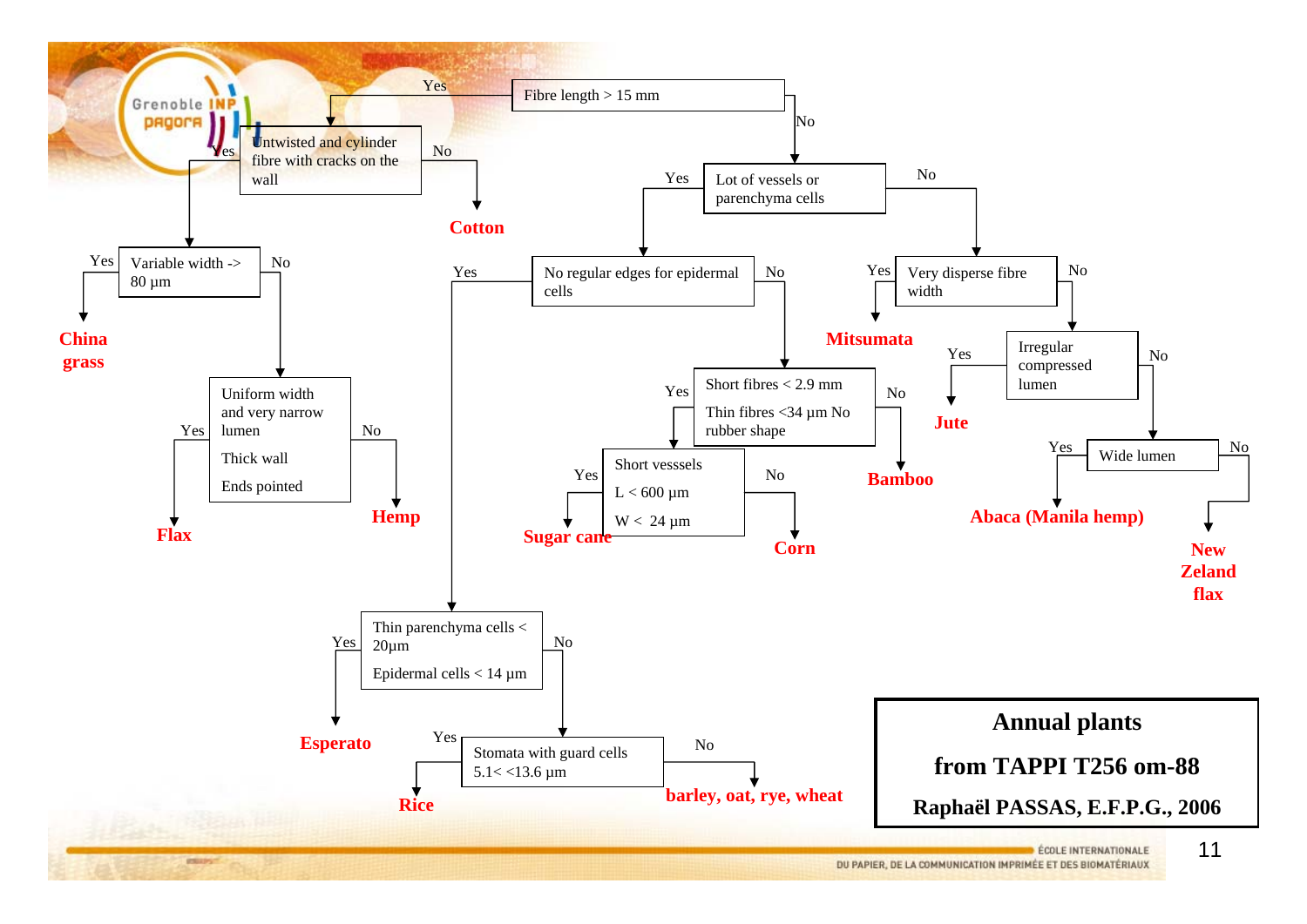# Annual plants

**from TAPPI T256 om-88**

**Raphaël PASSAS, E.F.P.G., 2006**

- **Fibre length > 15 mm**
  - Yes → **Untwisted and cylinder fibre with cracks on the wall**
    - Yes → **Variable width -> 80 µm**
      - Yes → **China grass**
      - No → **Uniform width and very narrow lumen; Thick wall; Ends pointed**
        - Yes → **Flax**
        - No → **Hemp**
    - No → **Cotton**
  - No → **Lot of vessels or parenchyma cells**
    - Yes → **No regular edges for epidermal cells**
      - Yes → **Thin parenchyma cells < 20µm; Epidermal cells < 14 µm**
        - Yes → **Esperato**
        - No → **Stomata with guard cells 5.1< <13.6 µm**
          - Yes → **Rice**
          - No → **barley, oat, rye, wheat**
      - No → **Short fibres < 2.9 mm; Thin fibres <34 µm No rubber shape**
        - Yes → **Short vesssels; L < 600 µm; W < 24 µm**
          - Yes → **Sugar cane**
          - No → **Corn**
        - No → **Bamboo**
    - No → **Very disperse fibre width**
      - Yes → **Mitsumata**
      - No → **Irregular compressed lumen**
        - Yes → **Jute**
        - No → **Wide lumen**
          - Yes → **Abaca (Manila hemp)**
          - No → **New Zeland flax**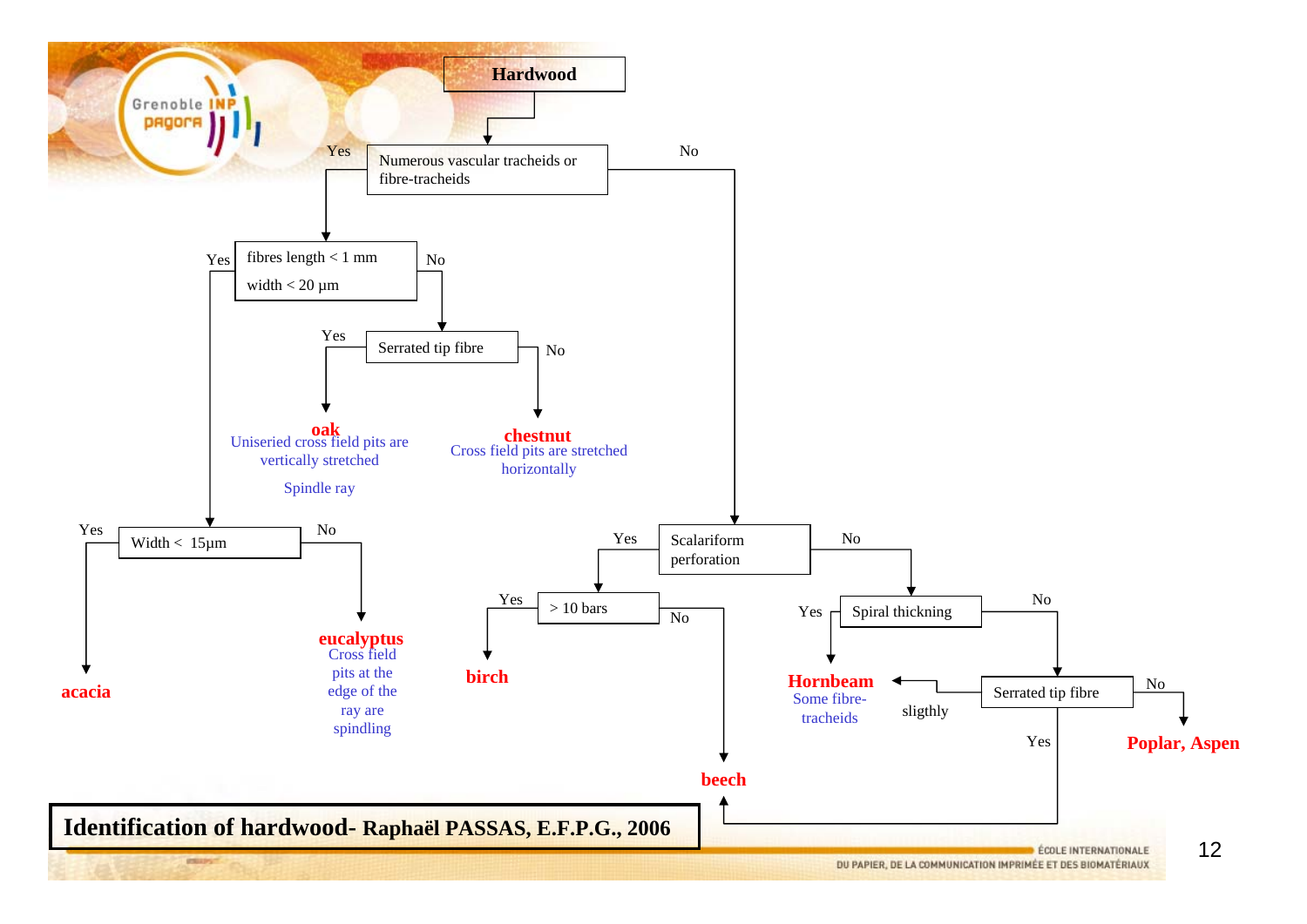# Identification of hardwood- Raphaël PASSAS, E.F.P.G., 2006

**Hardwood**

- **Numerous vascular tracheids or fibre-tracheids**
  - Yes → **fibres length < 1 mm, width < 20 µm**
    - Yes → **Width < 15µm**
      - Yes → **acacia**
      - No → **eucalyptus** — Cross field pits at the edge of the ray are spindling
    - No → **Serrated tip fibre**
      - Yes → **oak** — Uniseried cross field pits are vertically stretched. Spindle ray
      - No → **chestnut** — Cross field pits are stretched horizontally
  - No → **Scalariform perforation**
    - Yes → **> 10 bars**
      - Yes → **birch**
      - No → **beech**
    - No → **Spiral thickning**
      - Yes → **Hornbeam** — Some fibre-tracheids
      - No → **Serrated tip fibre**
        - Yes → **beech**
        - sligthly → **Hornbeam**
        - No → **Poplar, Aspen**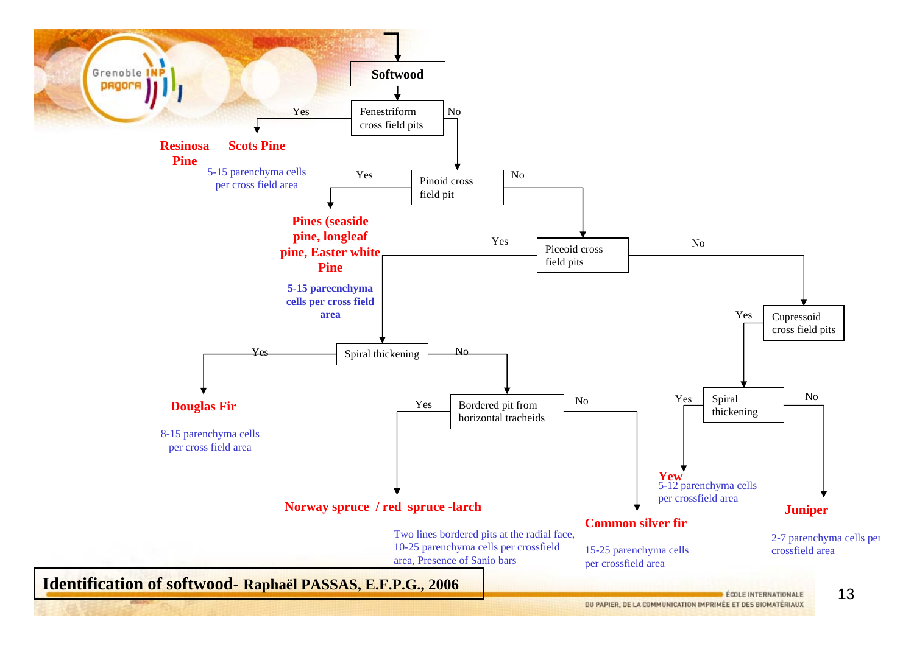# Identification of softwood- Raphaël PASSAS, E.F.P.G., 2006

**Softwood**

- **Fenestriform cross field pits**
  - Yes → **Resinosa Pine**, **Scots Pine** — 5-15 parenchyma cells per cross field area
  - No → **Pinoid cross field pit**
    - Yes → **Pines (seaside pine, longleaf pine, Easter white Pine)** — **5-15 parecnchyma cells per cross field area**
    - No → **Piceoid cross field pits**
      - Yes → **Spiral thickening**
        - Yes → **Douglas Fir** — 8-15 parenchyma cells per cross field area
        - No → **Bordered pit from horizontal tracheids**
          - Yes → **Norway spruce / red spruce -larch** — Two lines bordered pits at the radial face, 10-25 parenchyma cells per crossfield area, Presence of Sanio bars
          - No → **Common silver fir** — 15-25 parenchyma cells per crossfield area
      - No → **Cupressoid cross field pits**
        - Yes → **Spiral thickening**
          - Yes → **Yew** — 5-12 parenchyma cells per crossfield area
          - No → **Juniper** — 2-7 parenchyma cells per crossfield area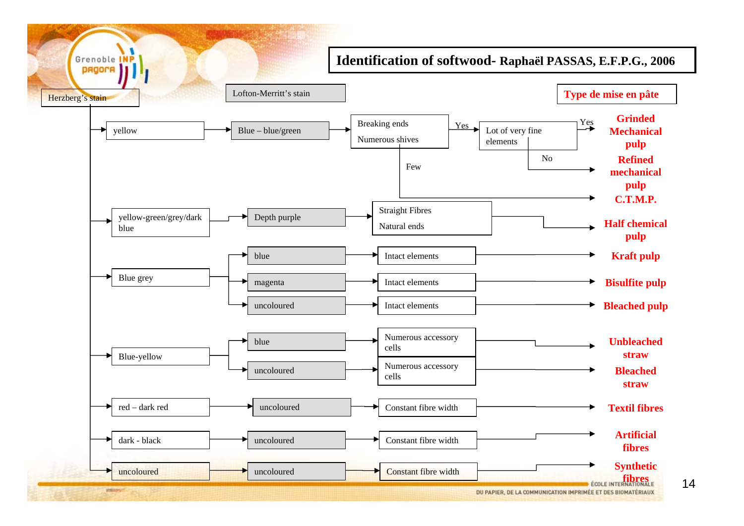# Identification of softwood- Raphaël PASSAS, E.F.P.G., 2006

| Herzberg's stain | Lofton-Merritt's stain | | | Type de mise en pâte |
|---|---|---|---|---|
| yellow | Blue – blue/green | Breaking ends, Numerous shives → Yes | Lot of very fine elements → Yes | Grinded Mechanical pulp |
| | | | Lot of very fine elements → No | Refined mechanical pulp |
| | | Few | | C.T.M.P. |
| yellow-green/grey/dark blue | Depth purple | Straight Fibres, Natural ends | | Half chemical pulp |
| Blue grey | blue | Intact elements | | Kraft pulp |
| | magenta | Intact elements | | Bisulfite pulp |
| | uncoloured | Intact elements | | Bleached pulp |
| Blue-yellow | blue | Numerous accessory cells | | Unbleached straw |
| | uncoloured | Numerous accessory cells | | Bleached straw |
| red – dark red | uncoloured | Constant fibre width | | Textil fibres |
| dark - black | uncoloured | Constant fibre width | | Artificial fibres |
| uncoloured | uncoloured | Constant fibre width | | Synthetic fibres |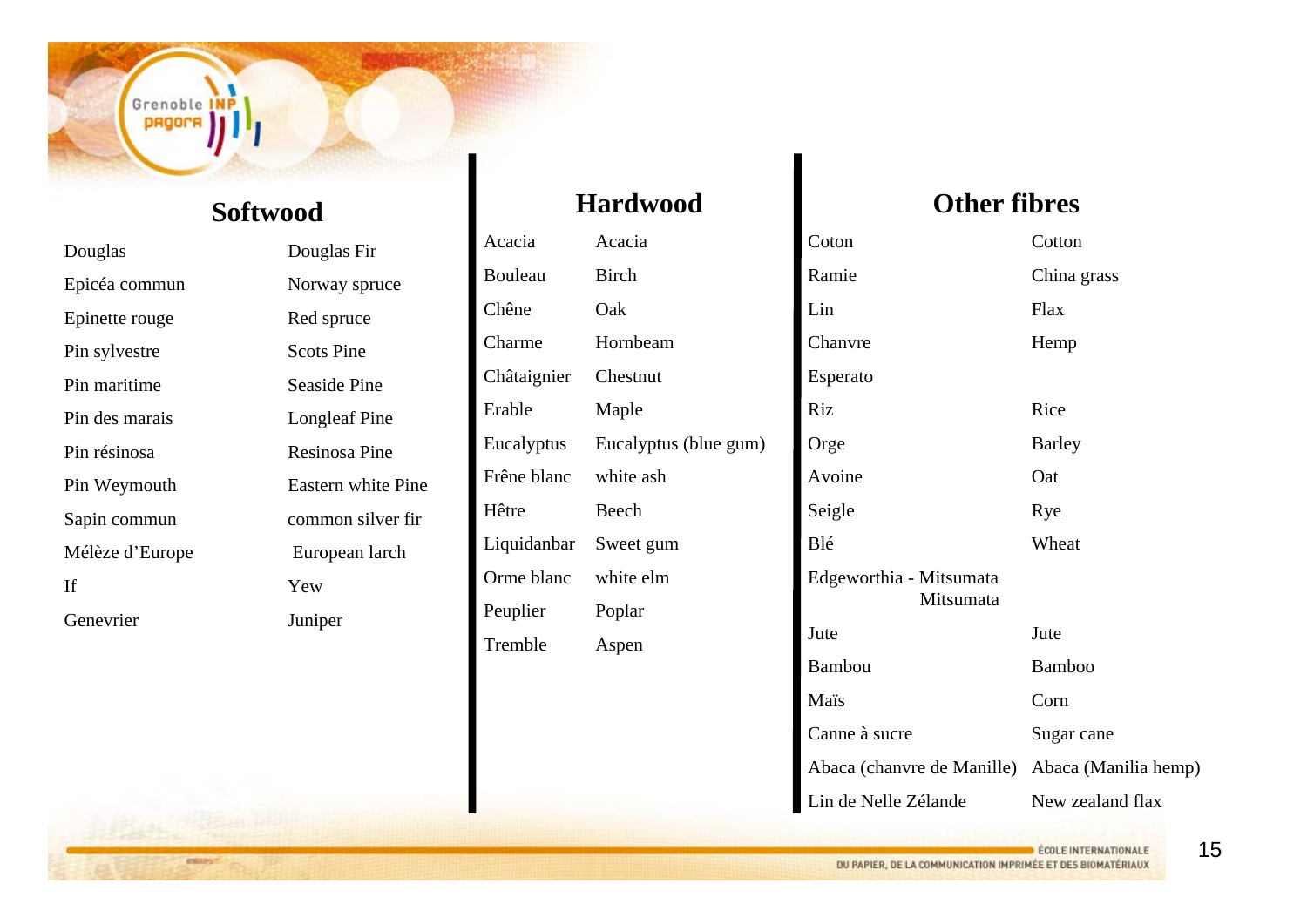## Softwood

| French | English |
|---|---|
| Douglas | Douglas Fir |
| Epicéa commun | Norway spruce |
| Epinette rouge | Red spruce |
| Pin sylvestre | Scots Pine |
| Pin maritime | Seaside Pine |
| Pin des marais | Longleaf Pine |
| Pin résinosa | Resinosa Pine |
| Pin Weymouth | Eastern white Pine |
| Sapin commun | common silver fir |
| Mélèze d'Europe | European larch |
| If | Yew |
| Genevrier | Juniper |

## Hardwood

| French | English |
|---|---|
| Acacia | Acacia |
| Bouleau | Birch |
| Chêne | Oak |
| Charme | Hornbeam |
| Châtaignier | Chestnut |
| Erable | Maple |
| Eucalyptus | Eucalyptus (blue gum) |
| Frêne blanc | white ash |
| Hêtre | Beech |
| Liquidanbar | Sweet gum |
| Orme blanc | white elm |
| Peuplier | Poplar |
| Tremble | Aspen |

## Other fibres

| French | English |
|---|---|
| Coton | Cotton |
| Ramie | China grass |
| Lin | Flax |
| Chanvre | Hemp |
| Esperato | |
| Riz | Rice |
| Orge | Barley |
| Avoine | Oat |
| Seigle | Rye |
| Blé | Wheat |
| Edgeworthia - Mitsumata | Mitsumata |
| Jute | Jute |
| Bambou | Bamboo |
| Maïs | Corn |
| Canne à sucre | Sugar cane |
| Abaca (chanvre de Manille) | Abaca (Manilia hemp) |
| Lin de Nelle Zélande | New zealand flax |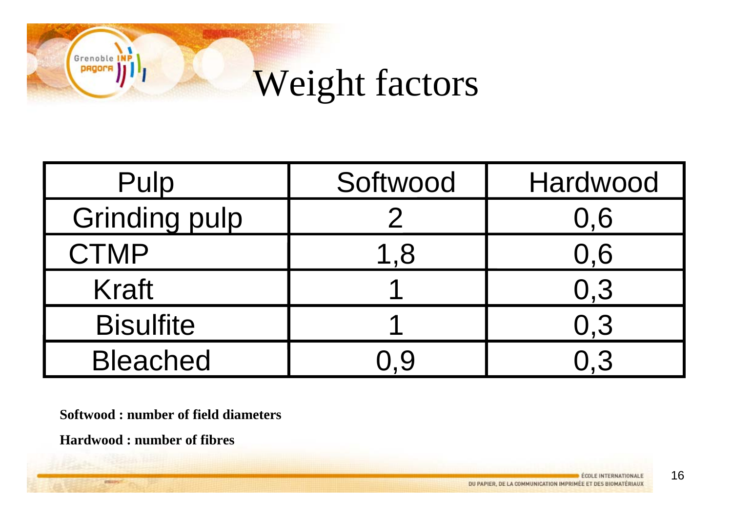# Weight factors

| Pulp | Softwood | Hardwood |
|---|---|---|
| Grinding pulp | 2 | 0,6 |
| CTMP | 1,8 | 0,6 |
| Kraft | 1 | 0,3 |
| Bisulfite | 1 | 0,3 |
| Bleached | 0,9 | 0,3 |

**Softwood : number of field diameters**

**Hardwood : number of fibres**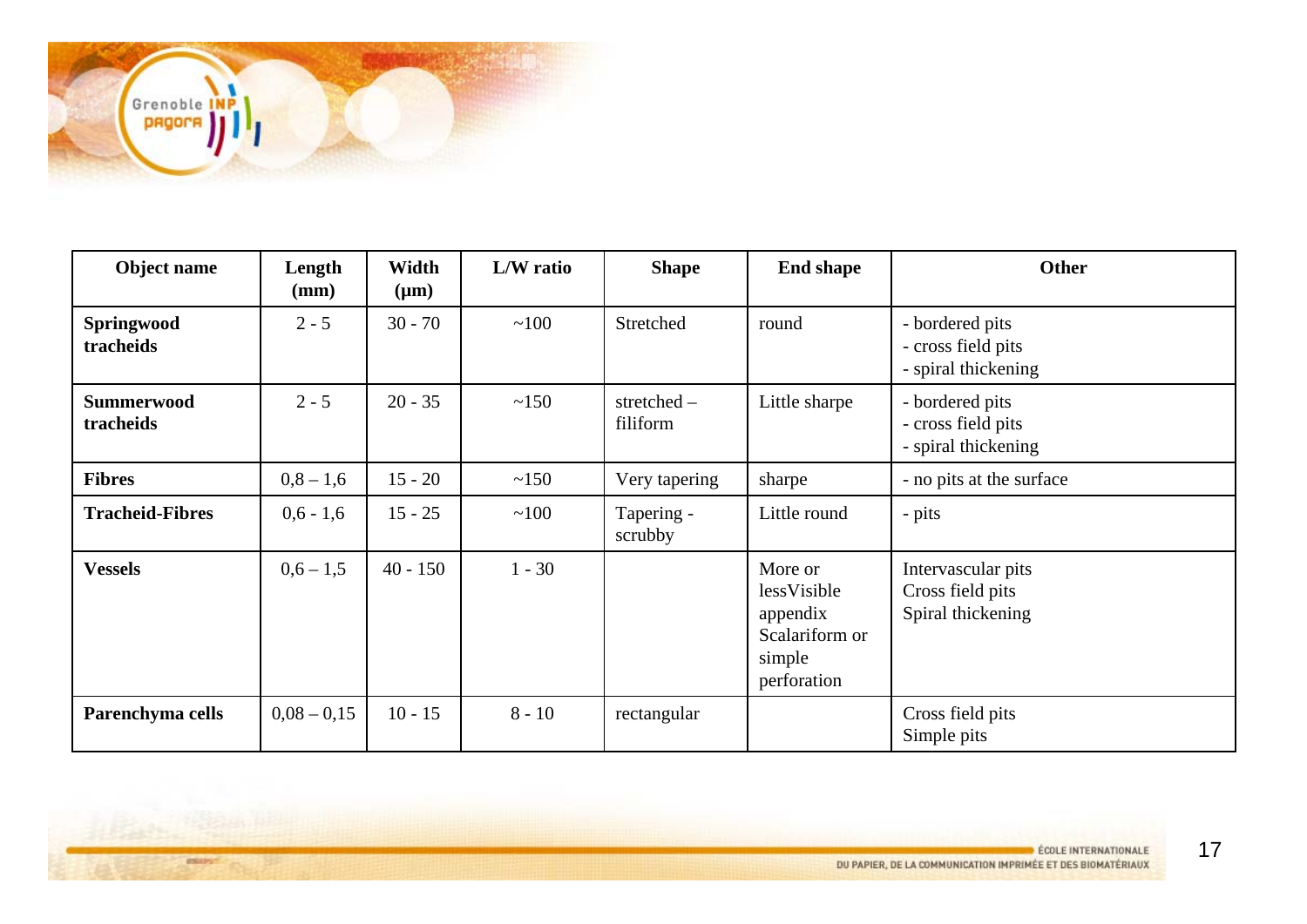| Object name | Length (mm) | Width (µm) | L/W ratio | Shape | End shape | Other |
|---|---|---|---|---|---|---|
| **Springwood tracheids** | 2 - 5 | 30 - 70 | ~100 | Stretched | round | - bordered pits<br>- cross field pits<br>- spiral thickening |
| **Summerwood tracheids** | 2 - 5 | 20 - 35 | ~150 | stretched – filiform | Little sharpe | - bordered pits<br>- cross field pits<br>- spiral thickening |
| **Fibres** | 0,8 – 1,6 | 15 - 20 | ~150 | Very tapering | sharpe | - no pits at the surface |
| **Tracheid-Fibres** | 0,6 - 1,6 | 15 - 25 | ~100 | Tapering - scrubby | Little round | - pits |
| **Vessels** | 0,6 – 1,5 | 40 - 150 | 1 - 30 | | More or lessVisible appendix Scalariform or simple perforation | Intervascular pits<br>Cross field pits<br>Spiral thickening |
| **Parenchyma cells** | 0,08 – 0,15 | 10 - 15 | 8 - 10 | rectangular | | Cross field pits<br>Simple pits |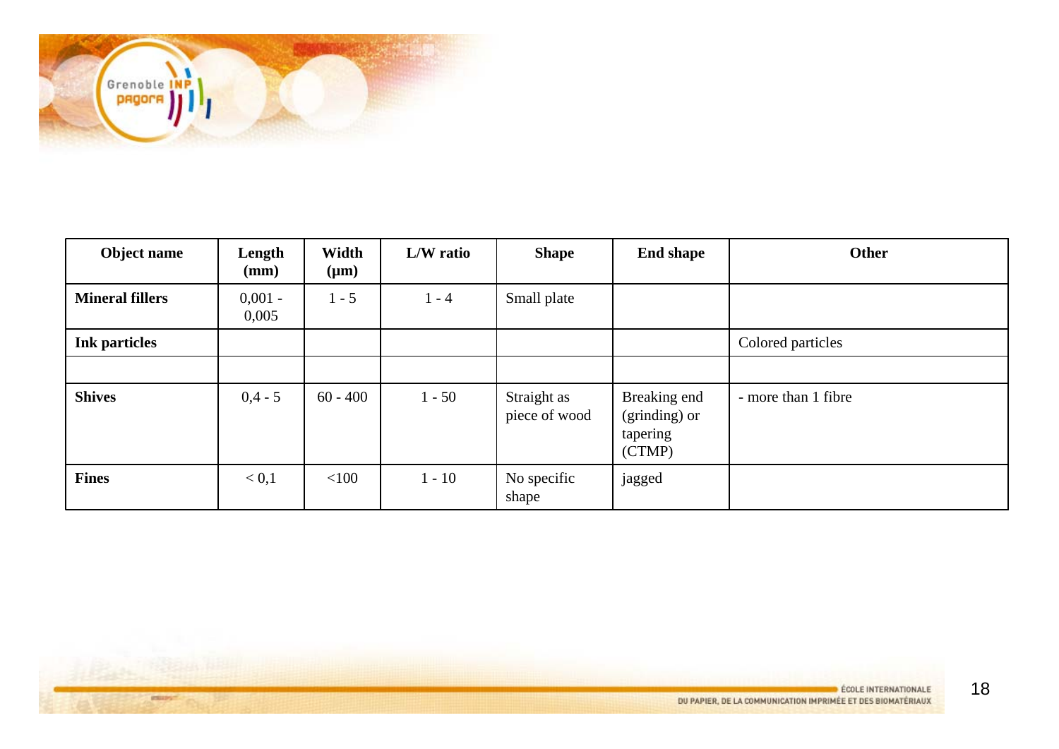| Object name | Length (mm) | Width (µm) | L/W ratio | Shape | End shape | Other |
|---|---|---|---|---|---|---|
| **Mineral fillers** | 0,001 - 0,005 | 1 - 5 | 1 - 4 | Small plate | | |
| **Ink particles** | | | | | | Colored particles |
| | | | | | | |
| **Shives** | 0,4 - 5 | 60 - 400 | 1 - 50 | Straight as piece of wood | Breaking end (grinding) or tapering (CTMP) | - more than 1 fibre |
| **Fines** | < 0,1 | <100 | 1 - 10 | No specific shape | jagged | |